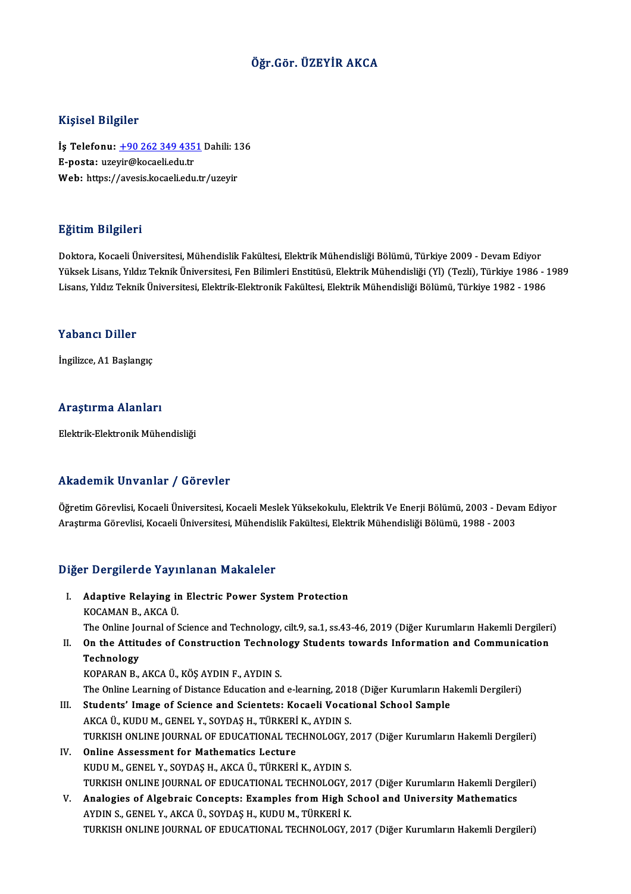# Öğr.Gör. ÜZEYİR AKCA

## Kişisel Bilgiler

**İş Telefonu:** +90 262 349 4351 Dahili: 136
**E-posta:** uzeyir@kocaeli.edu.tr
**Web:** https://avesis.kocaeli.edu.tr/uzeyir

## Eğitim Bilgileri

Doktora, Kocaeli Üniversitesi, Mühendislik Fakültesi, Elektrik Mühendisliği Bölümü, Türkiye 2009 - Devam Ediyor
Yüksek Lisans, Yıldız Teknik Üniversitesi, Fen Bilimleri Enstitüsü, Elektrik Mühendisliği (Yl) (Tezli), Türkiye 1986 - 1989
Lisans, Yıldız Teknik Üniversitesi, Elektrik-Elektronik Fakültesi, Elektrik Mühendisliği Bölümü, Türkiye 1982 - 1986

## Yabancı Diller

İngilizce, A1 Başlangıç

## Araştırma Alanları

Elektrik-Elektronik Mühendisliği

## Akademik Unvanlar / Görevler

Öğretim Görevlisi, Kocaeli Üniversitesi, Kocaeli Meslek Yüksekokulu, Elektrik Ve Enerji Bölümü, 2003 - Devam Ediyor
Araştırma Görevlisi, Kocaeli Üniversitesi, Mühendislik Fakültesi, Elektrik Mühendisliği Bölümü, 1988 - 2003

## Diğer Dergilerde Yayınlanan Makaleler

I. **Adaptive Relaying in Electric Power System Protection**
KOCAMAN B., AKCA Ü.
The Online Journal of Science and Technology, cilt.9, sa.1, ss.43-46, 2019 (Diğer Kurumların Hakemli Dergileri)

II. **On the Attitudes of Construction Technology Students towards Information and Communication Technology**
KOPARAN B., AKCA Ü., KÖŞ AYDIN F., AYDIN S.
The Online Learning of Distance Education and e-learning, 2018 (Diğer Kurumların Hakemli Dergileri)

III. **Students' Image of Science and Scientets: Kocaeli Vocational School Sample**
AKCA Ü., KUDU M., GENEL Y., SOYDAŞ H., TÜRKERİ K., AYDIN S.
TURKISH ONLINE JOURNAL OF EDUCATIONAL TECHNOLOGY, 2017 (Diğer Kurumların Hakemli Dergileri)

IV. **Online Assessment for Mathematics Lecture**
KUDU M., GENEL Y., SOYDAŞ H., AKCA Ü., TÜRKERİ K., AYDIN S.
TURKISH ONLINE JOURNAL OF EDUCATIONAL TECHNOLOGY, 2017 (Diğer Kurumların Hakemli Dergileri)

V. **Analogies of Algebraic Concepts: Examples from High School and University Mathematics**
AYDIN S., GENEL Y., AKCA Ü., SOYDAŞ H., KUDU M., TÜRKERİ K.
TURKISH ONLINE JOURNAL OF EDUCATIONAL TECHNOLOGY, 2017 (Diğer Kurumların Hakemli Dergileri)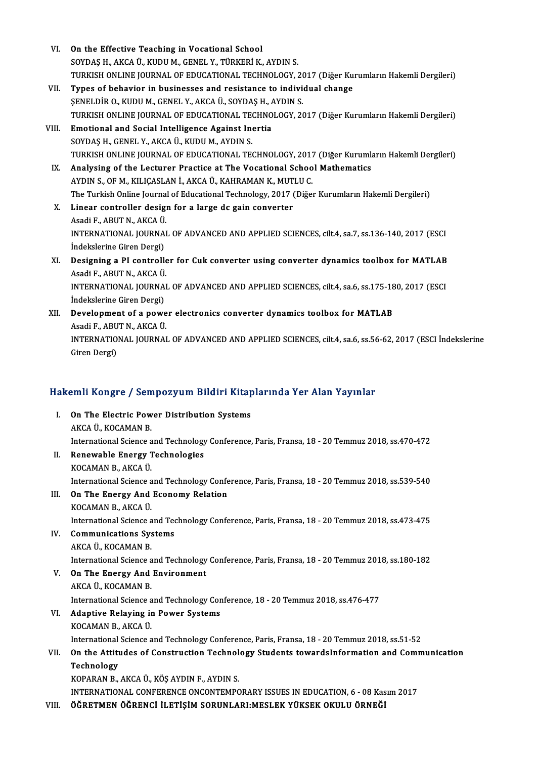VI. **On the Effective Teaching in Vocational School**
SOYDAŞ H., AKCA Ü., KUDU M., GENEL Y., TÜRKERİ K., AYDIN S.
TURKISH ONLINE JOURNAL OF EDUCATIONAL TECHNOLOGY, 2017 (Diğer Kurumların Hakemli Dergileri)

VII. **Types of behavior in businesses and resistance to individual change**
ŞENELDİR O., KUDU M., GENEL Y., AKCA Ü., SOYDAŞ H., AYDIN S.
TURKISH ONLINE JOURNAL OF EDUCATIONAL TECHNOLOGY, 2017 (Diğer Kurumların Hakemli Dergileri)

VIII. **Emotional and Social Intelligence Against Inertia**
SOYDAŞ H., GENEL Y., AKCA Ü., KUDU M., AYDIN S.
TURKISH ONLINE JOURNAL OF EDUCATIONAL TECHNOLOGY, 2017 (Diğer Kurumların Hakemli Dergileri)

IX. **Analysing of the Lecturer Practice at The Vocational School Mathematics**
AYDIN S., OF M., KILIÇASLAN İ., AKCA Ü., KAHRAMAN K., MUTLU C.
The Turkish Online Journal of Educational Technology, 2017 (Diğer Kurumların Hakemli Dergileri)

X. **Linear controller design for a large dc gain converter**
Asadi F., ABUT N., AKCA Ü.
INTERNATIONAL JOURNAL OF ADVANCED AND APPLIED SCIENCES, cilt.4, sa.7, ss.136-140, 2017 (ESCI İndekslerine Giren Dergi)

XI. **Designing a PI controller for Cuk converter using converter dynamics toolbox for MATLAB**
Asadi F., ABUT N., AKCA Ü.
INTERNATIONAL JOURNAL OF ADVANCED AND APPLIED SCIENCES, cilt.4, sa.6, ss.175-180, 2017 (ESCI İndekslerine Giren Dergi)

XII. **Development of a power electronics converter dynamics toolbox for MATLAB**
Asadi F., ABUT N., AKCA Ü.
INTERNATIONAL JOURNAL OF ADVANCED AND APPLIED SCIENCES, cilt.4, sa.6, ss.56-62, 2017 (ESCI İndekslerine Giren Dergi)

## Hakemli Kongre / Sempozyum Bildiri Kitaplarında Yer Alan Yayınlar

I. **On The Electric Power Distribution Systems**
AKCA Ü., KOCAMAN B.
International Science and Technology Conference, Paris, Fransa, 18 - 20 Temmuz 2018, ss.470-472

II. **Renewable Energy Technologies**
KOCAMAN B., AKCA Ü.
International Science and Technology Conference, Paris, Fransa, 18 - 20 Temmuz 2018, ss.539-540

III. **On The Energy And Economy Relation**
KOCAMAN B., AKCA Ü.
International Science and Technology Conference, Paris, Fransa, 18 - 20 Temmuz 2018, ss.473-475

IV. **Communications Systems**
AKCA Ü., KOCAMAN B.
International Science and Technology Conference, Paris, Fransa, 18 - 20 Temmuz 2018, ss.180-182

V. **On The Energy And Environment**
AKCA Ü., KOCAMAN B.
International Science and Technology Conference, 18 - 20 Temmuz 2018, ss.476-477

VI. **Adaptive Relaying in Power Systems**
KOCAMAN B., AKCA Ü.
International Science and Technology Conference, Paris, Fransa, 18 - 20 Temmuz 2018, ss.51-52

VII. **On the Attitudes of Construction Technology Students towardsInformation and Communication Technology**
KOPARAN B., AKCA Ü., KÖŞ AYDIN F., AYDIN S.
INTERNATIONAL CONFERENCE ONCONTEMPORARY ISSUES IN EDUCATION, 6 - 08 Kasım 2017

VIII. **ÖĞRETMEN ÖĞRENCİ İLETİŞİM SORUNLARI:MESLEK YÜKSEK OKULU ÖRNEĞİ**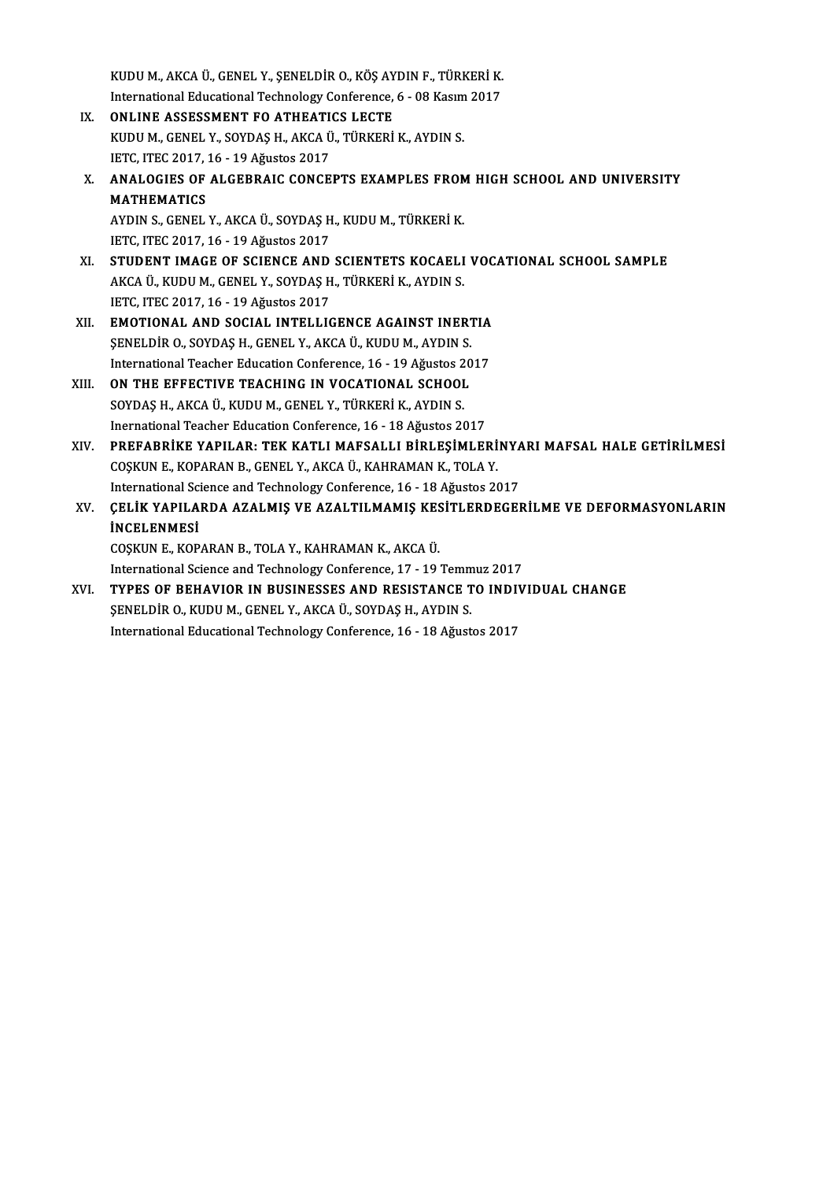KUDU M., AKCA Ü., GENEL Y., ŞENELDİR O., KÖŞ AYDIN F., TÜRKERİ K.
International Educational Technology Conference, 6 - 08 Kasım 2017

IX. **ONLINE ASSESSMENT FO ATHEATICS LECTE**
KUDU M., GENEL Y., SOYDAŞ H., AKCA Ü., TÜRKERİ K., AYDIN S.
IETC, ITEC 2017, 16 - 19 Ağustos 2017

X. **ANALOGIES OF ALGEBRAIC CONCEPTS EXAMPLES FROM HIGH SCHOOL AND UNIVERSITY MATHEMATICS**
AYDIN S., GENEL Y., AKCA Ü., SOYDAŞ H., KUDU M., TÜRKERİ K.
IETC, ITEC 2017, 16 - 19 Ağustos 2017

XI. **STUDENT IMAGE OF SCIENCE AND SCIENTETS KOCAELI VOCATIONAL SCHOOL SAMPLE**
AKCA Ü., KUDU M., GENEL Y., SOYDAŞ H., TÜRKERİ K., AYDIN S.
IETC, ITEC 2017, 16 - 19 Ağustos 2017

XII. **EMOTIONAL AND SOCIAL INTELLIGENCE AGAINST INERTIA**
ŞENELDİR O., SOYDAŞ H., GENEL Y., AKCA Ü., KUDU M., AYDIN S.
International Teacher Education Conference, 16 - 19 Ağustos 2017

XIII. **ON THE EFFECTIVE TEACHING IN VOCATIONAL SCHOOL**
SOYDAŞ H., AKCA Ü., KUDU M., GENEL Y., TÜRKERİ K., AYDIN S.
Inernational Teacher Education Conference, 16 - 18 Ağustos 2017

XIV. **PREFABRİKE YAPILAR: TEK KATLI MAFSALLI BİRLEŞİMLERİNYARI MAFSAL HALE GETİRİLMESİ**
COŞKUN E., KOPARAN B., GENEL Y., AKCA Ü., KAHRAMAN K., TOLA Y.
International Science and Technology Conference, 16 - 18 Ağustos 2017

XV. **ÇELİK YAPILARDA AZALMIŞ VE AZALTILMAMIŞ KESİTLERDEGERİLME VE DEFORMASYONLARIN İNCELENMESİ**
COŞKUN E., KOPARAN B., TOLA Y., KAHRAMAN K., AKCA Ü.
International Science and Technology Conference, 17 - 19 Temmuz 2017

XVI. **TYPES OF BEHAVIOR IN BUSINESSES AND RESISTANCE TO INDIVIDUAL CHANGE**
ŞENELDİR O., KUDU M., GENEL Y., AKCA Ü., SOYDAŞ H., AYDIN S.
International Educational Technology Conference, 16 - 18 Ağustos 2017